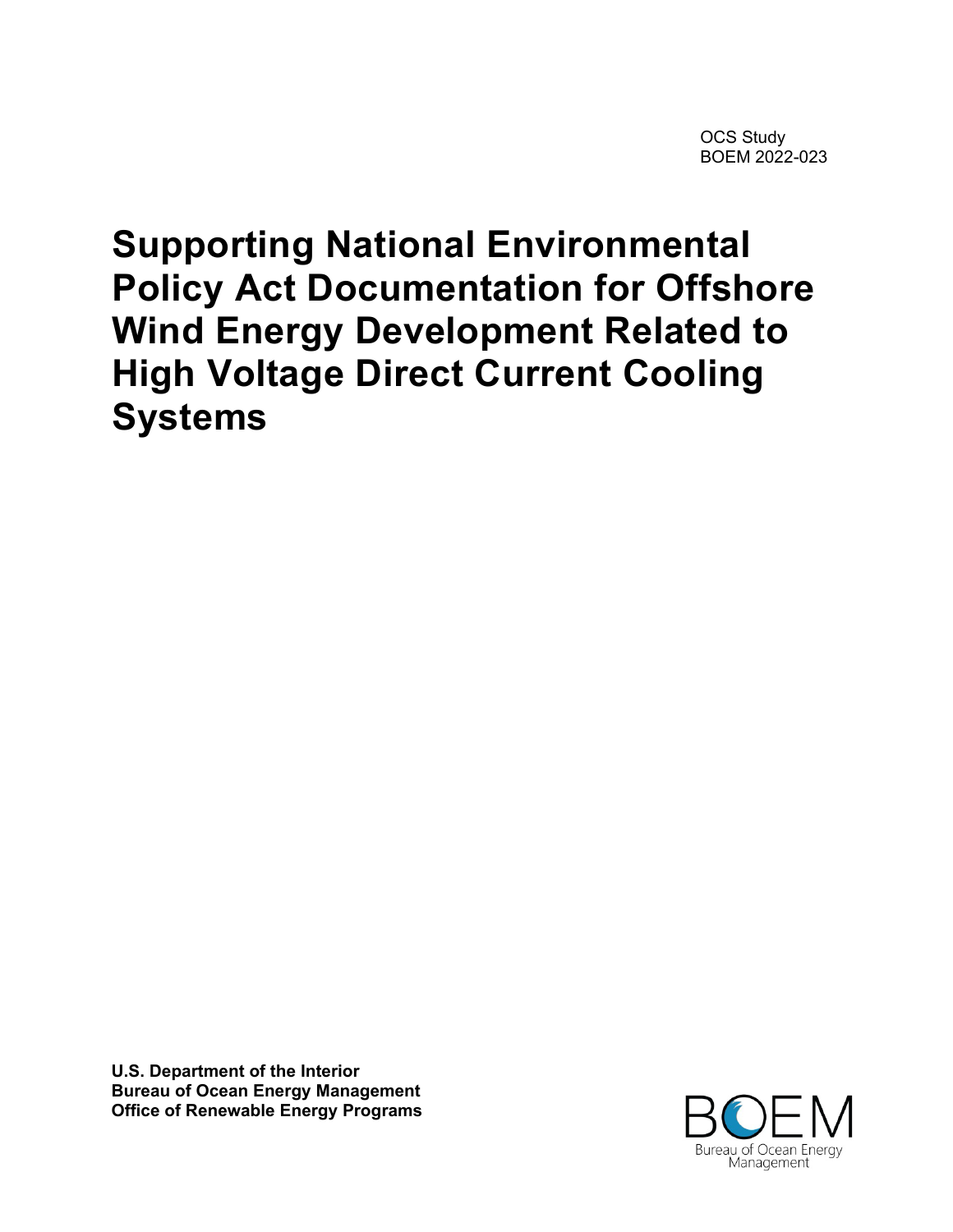OCS Study
BOEM 2022-023

# Supporting National Environmental Policy Act Documentation for Offshore Wind Energy Development Related to High Voltage Direct Current Cooling Systems

**U.S. Department of the Interior**
**Bureau of Ocean Energy Management**
**Office of Renewable Energy Programs**

BOEM
Bureau of Ocean Energy Management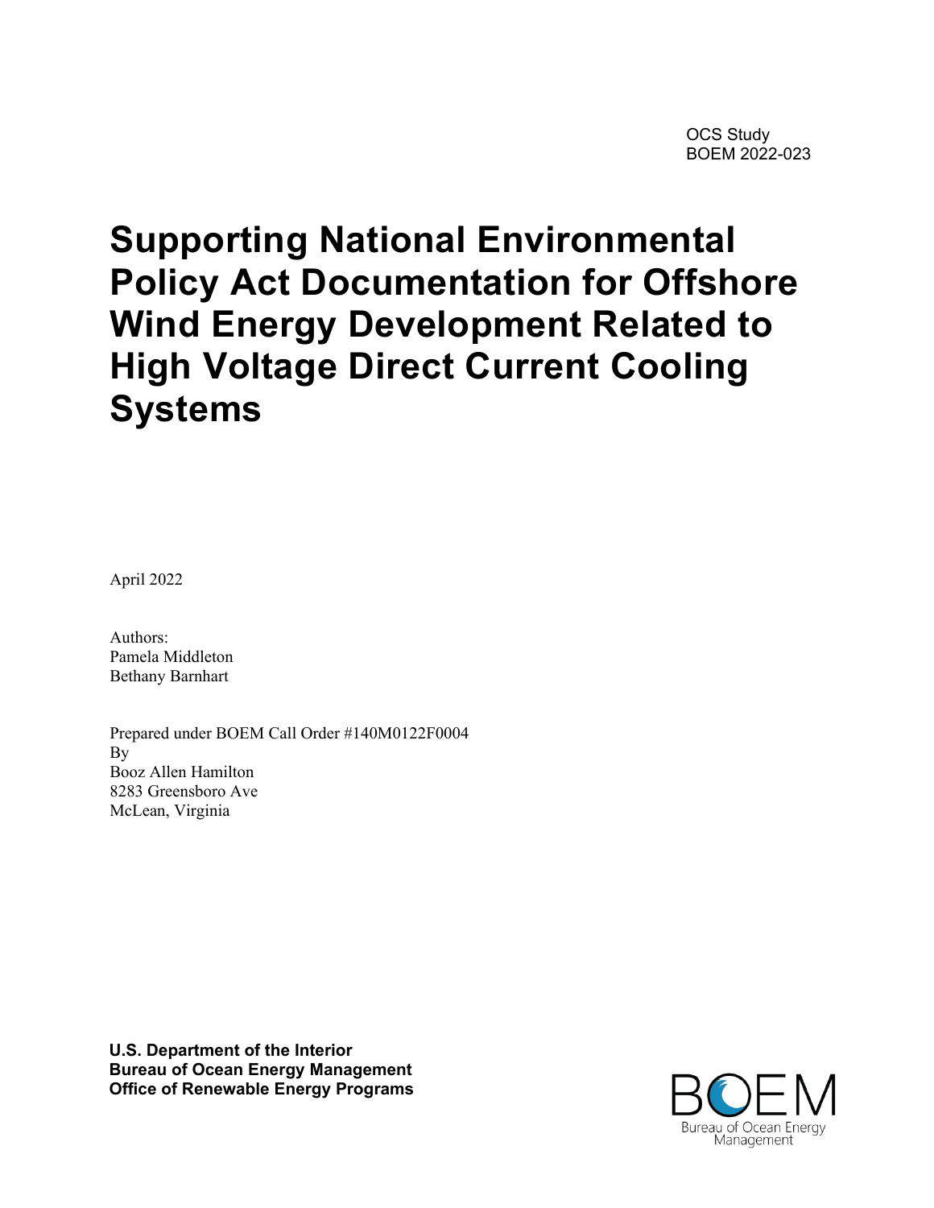OCS Study
BOEM 2022-023

# Supporting National Environmental Policy Act Documentation for Offshore Wind Energy Development Related to High Voltage Direct Current Cooling Systems

April 2022

Authors:
Pamela Middleton
Bethany Barnhart

Prepared under BOEM Call Order #140M0122F0004
By
Booz Allen Hamilton
8283 Greensboro Ave
McLean, Virginia

**U.S. Department of the Interior**
**Bureau of Ocean Energy Management**
**Office of Renewable Energy Programs**

BOEM
Bureau of Ocean Energy Management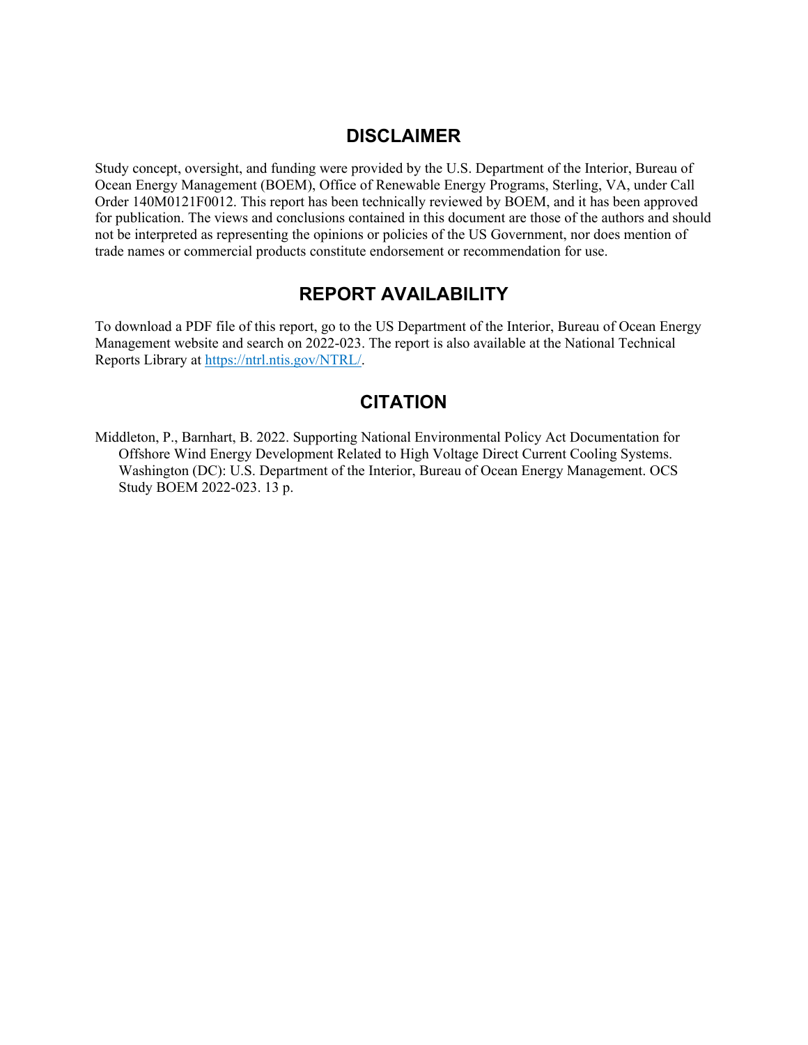## DISCLAIMER

Study concept, oversight, and funding were provided by the U.S. Department of the Interior, Bureau of Ocean Energy Management (BOEM), Office of Renewable Energy Programs, Sterling, VA, under Call Order 140M0121F0012. This report has been technically reviewed by BOEM, and it has been approved for publication. The views and conclusions contained in this document are those of the authors and should not be interpreted as representing the opinions or policies of the US Government, nor does mention of trade names or commercial products constitute endorsement or recommendation for use.

## REPORT AVAILABILITY

To download a PDF file of this report, go to the US Department of the Interior, Bureau of Ocean Energy Management website and search on 2022-023. The report is also available at the National Technical Reports Library at [https://ntrl.ntis.gov/NTRL/](https://ntrl.ntis.gov/NTRL/).

## CITATION

Middleton, P., Barnhart, B. 2022. Supporting National Environmental Policy Act Documentation for Offshore Wind Energy Development Related to High Voltage Direct Current Cooling Systems. Washington (DC): U.S. Department of the Interior, Bureau of Ocean Energy Management. OCS Study BOEM 2022-023. 13 p.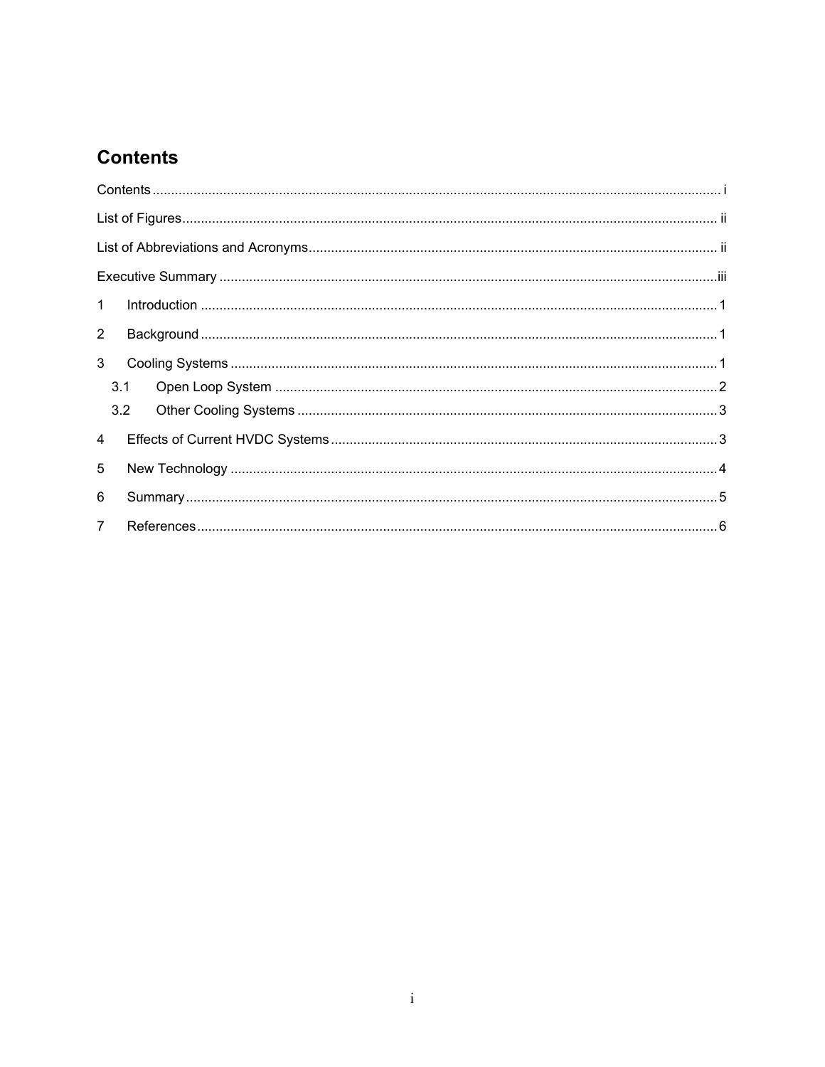# Contents

Contents ..... i

List of Figures ..... ii

List of Abbreviations and Acronyms ..... ii

Executive Summary ..... iii

1 Introduction ..... 1

2 Background ..... 1

3 Cooling Systems ..... 1

- 3.1 Open Loop System ..... 2
- 3.2 Other Cooling Systems ..... 3

4 Effects of Current HVDC Systems ..... 3

5 New Technology ..... 4

6 Summary ..... 5

7 References ..... 6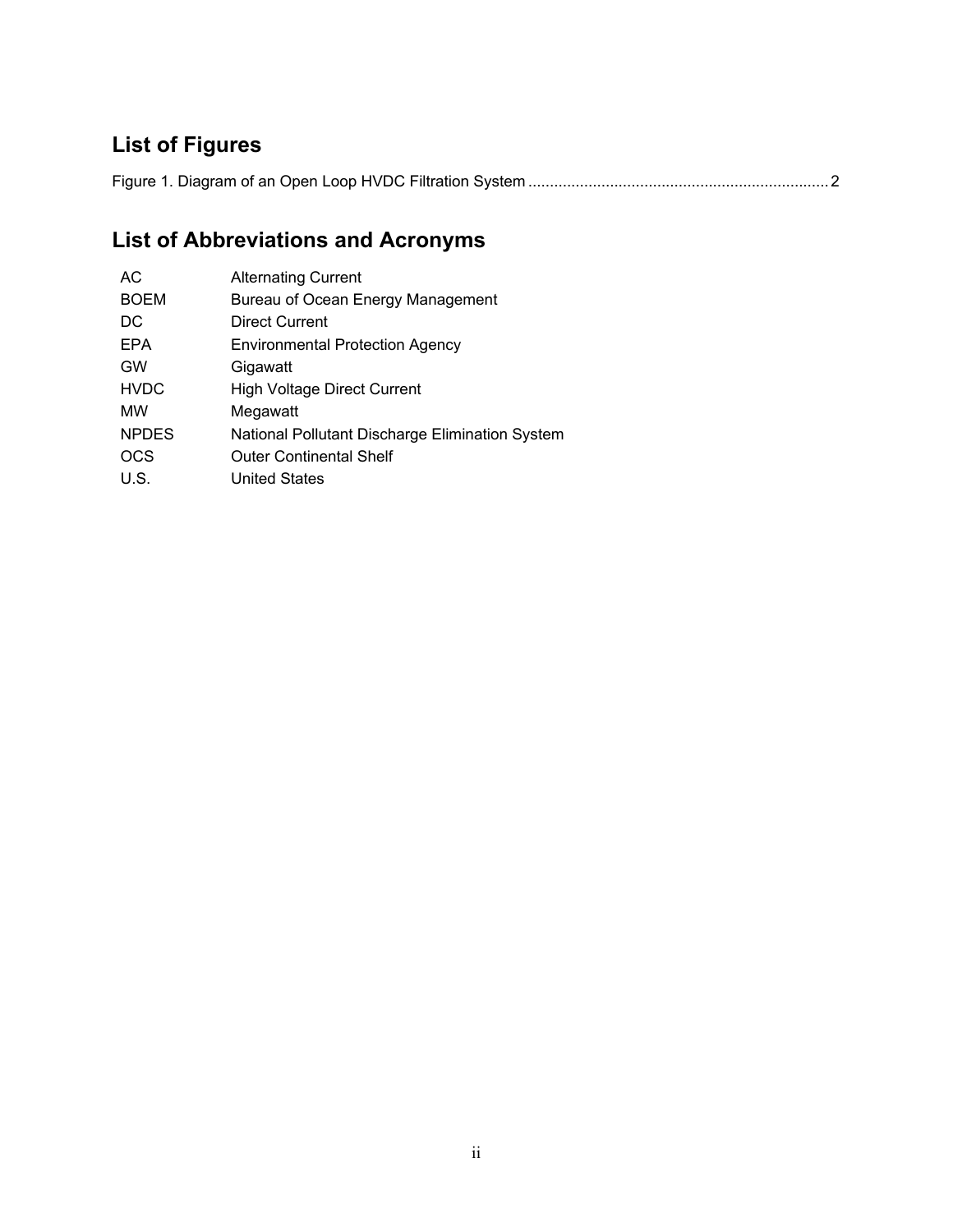## List of Figures

Figure 1. Diagram of an Open Loop HVDC Filtration System ..................................................................... 2

## List of Abbreviations and Acronyms

| | |
|---|---|
| AC | Alternating Current |
| BOEM | Bureau of Ocean Energy Management |
| DC | Direct Current |
| EPA | Environmental Protection Agency |
| GW | Gigawatt |
| HVDC | High Voltage Direct Current |
| MW | Megawatt |
| NPDES | National Pollutant Discharge Elimination System |
| OCS | Outer Continental Shelf |
| U.S. | United States |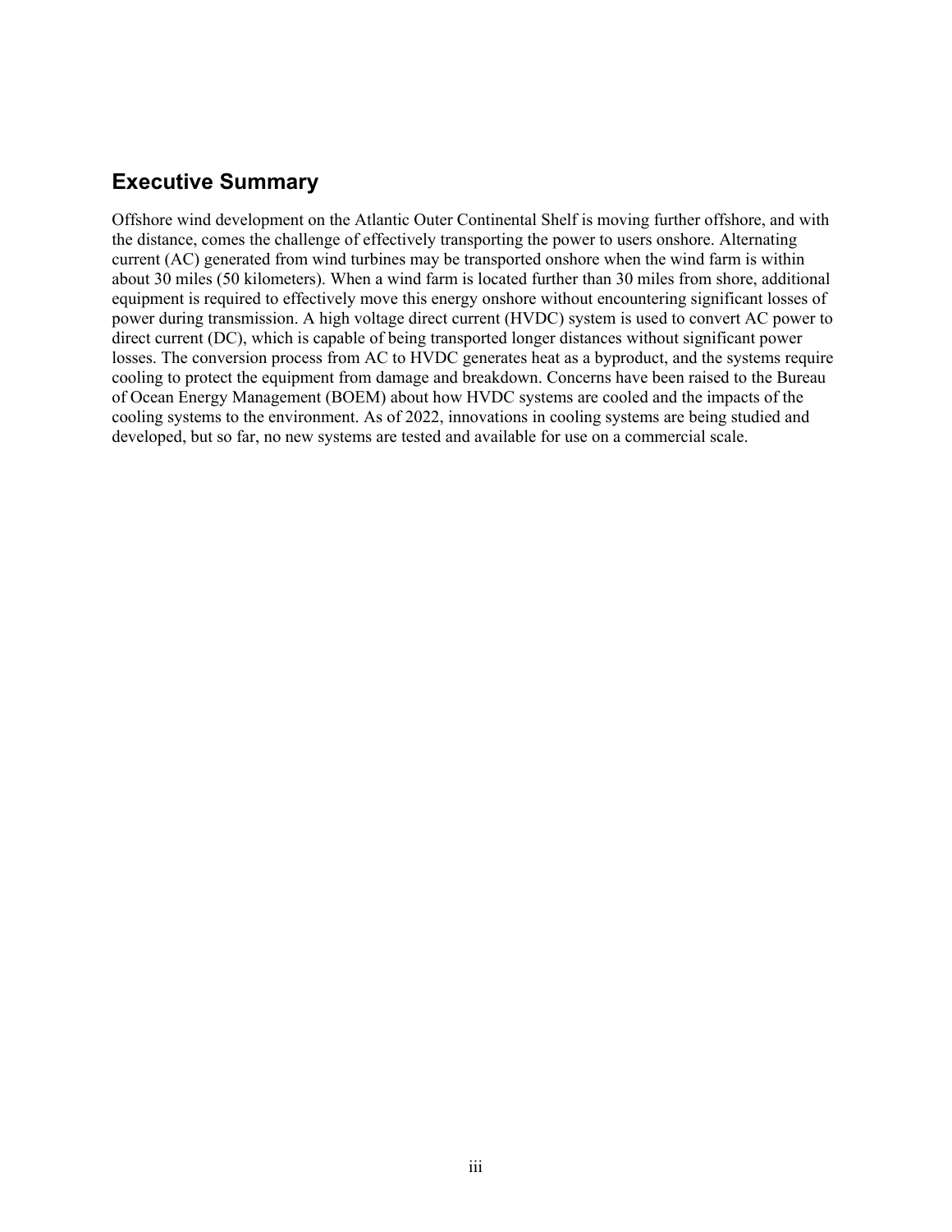## Executive Summary

Offshore wind development on the Atlantic Outer Continental Shelf is moving further offshore, and with the distance, comes the challenge of effectively transporting the power to users onshore. Alternating current (AC) generated from wind turbines may be transported onshore when the wind farm is within about 30 miles (50 kilometers). When a wind farm is located further than 30 miles from shore, additional equipment is required to effectively move this energy onshore without encountering significant losses of power during transmission. A high voltage direct current (HVDC) system is used to convert AC power to direct current (DC), which is capable of being transported longer distances without significant power losses. The conversion process from AC to HVDC generates heat as a byproduct, and the systems require cooling to protect the equipment from damage and breakdown. Concerns have been raised to the Bureau of Ocean Energy Management (BOEM) about how HVDC systems are cooled and the impacts of the cooling systems to the environment. As of 2022, innovations in cooling systems are being studied and developed, but so far, no new systems are tested and available for use on a commercial scale.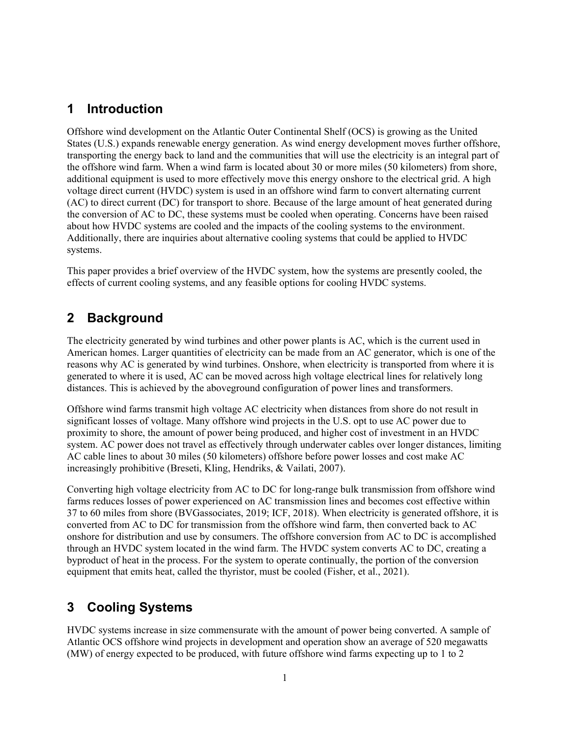# 1 Introduction

Offshore wind development on the Atlantic Outer Continental Shelf (OCS) is growing as the United States (U.S.) expands renewable energy generation. As wind energy development moves further offshore, transporting the energy back to land and the communities that will use the electricity is an integral part of the offshore wind farm. When a wind farm is located about 30 or more miles (50 kilometers) from shore, additional equipment is used to more effectively move this energy onshore to the electrical grid. A high voltage direct current (HVDC) system is used in an offshore wind farm to convert alternating current (AC) to direct current (DC) for transport to shore. Because of the large amount of heat generated during the conversion of AC to DC, these systems must be cooled when operating. Concerns have been raised about how HVDC systems are cooled and the impacts of the cooling systems to the environment. Additionally, there are inquiries about alternative cooling systems that could be applied to HVDC systems.

This paper provides a brief overview of the HVDC system, how the systems are presently cooled, the effects of current cooling systems, and any feasible options for cooling HVDC systems.

# 2 Background

The electricity generated by wind turbines and other power plants is AC, which is the current used in American homes. Larger quantities of electricity can be made from an AC generator, which is one of the reasons why AC is generated by wind turbines. Onshore, when electricity is transported from where it is generated to where it is used, AC can be moved across high voltage electrical lines for relatively long distances. This is achieved by the aboveground configuration of power lines and transformers.

Offshore wind farms transmit high voltage AC electricity when distances from shore do not result in significant losses of voltage. Many offshore wind projects in the U.S. opt to use AC power due to proximity to shore, the amount of power being produced, and higher cost of investment in an HVDC system. AC power does not travel as effectively through underwater cables over longer distances, limiting AC cable lines to about 30 miles (50 kilometers) offshore before power losses and cost make AC increasingly prohibitive (Breseti, Kling, Hendriks, & Vailati, 2007).

Converting high voltage electricity from AC to DC for long-range bulk transmission from offshore wind farms reduces losses of power experienced on AC transmission lines and becomes cost effective within 37 to 60 miles from shore (BVGassociates, 2019; ICF, 2018). When electricity is generated offshore, it is converted from AC to DC for transmission from the offshore wind farm, then converted back to AC onshore for distribution and use by consumers. The offshore conversion from AC to DC is accomplished through an HVDC system located in the wind farm. The HVDC system converts AC to DC, creating a byproduct of heat in the process. For the system to operate continually, the portion of the conversion equipment that emits heat, called the thyristor, must be cooled (Fisher, et al., 2021).

# 3 Cooling Systems

HVDC systems increase in size commensurate with the amount of power being converted. A sample of Atlantic OCS offshore wind projects in development and operation show an average of 520 megawatts (MW) of energy expected to be produced, with future offshore wind farms expecting up to 1 to 2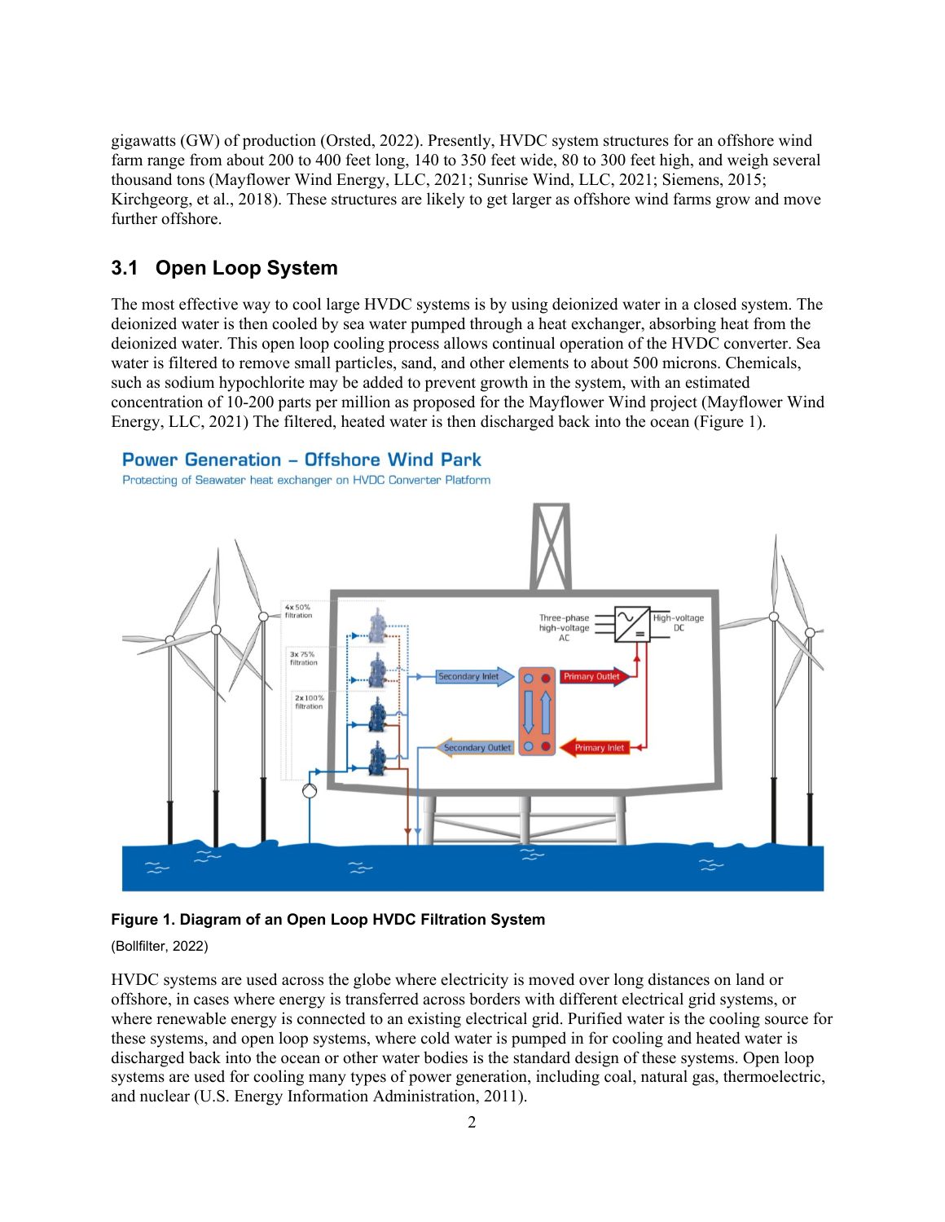gigawatts (GW) of production (Orsted, 2022). Presently, HVDC system structures for an offshore wind farm range from about 200 to 400 feet long, 140 to 350 feet wide, 80 to 300 feet high, and weigh several thousand tons (Mayflower Wind Energy, LLC, 2021; Sunrise Wind, LLC, 2021; Siemens, 2015; Kirchgeorg, et al., 2018). These structures are likely to get larger as offshore wind farms grow and move further offshore.

## 3.1 Open Loop System

The most effective way to cool large HVDC systems is by using deionized water in a closed system. The deionized water is then cooled by sea water pumped through a heat exchanger, absorbing heat from the deionized water. This open loop cooling process allows continual operation of the HVDC converter. Sea water is filtered to remove small particles, sand, and other elements to about 500 microns. Chemicals, such as sodium hypochlorite may be added to prevent growth in the system, with an estimated concentration of 10-200 parts per million as proposed for the Mayflower Wind project (Mayflower Wind Energy, LLC, 2021) The filtered, heated water is then discharged back into the ocean (Figure 1).

**Figure 1. Diagram of an Open Loop HVDC Filtration System**

(Bollfilter, 2022)

HVDC systems are used across the globe where electricity is moved over long distances on land or offshore, in cases where energy is transferred across borders with different electrical grid systems, or where renewable energy is connected to an existing electrical grid. Purified water is the cooling source for these systems, and open loop systems, where cold water is pumped in for cooling and heated water is discharged back into the ocean or other water bodies is the standard design of these systems. Open loop systems are used for cooling many types of power generation, including coal, natural gas, thermoelectric, and nuclear (U.S. Energy Information Administration, 2011).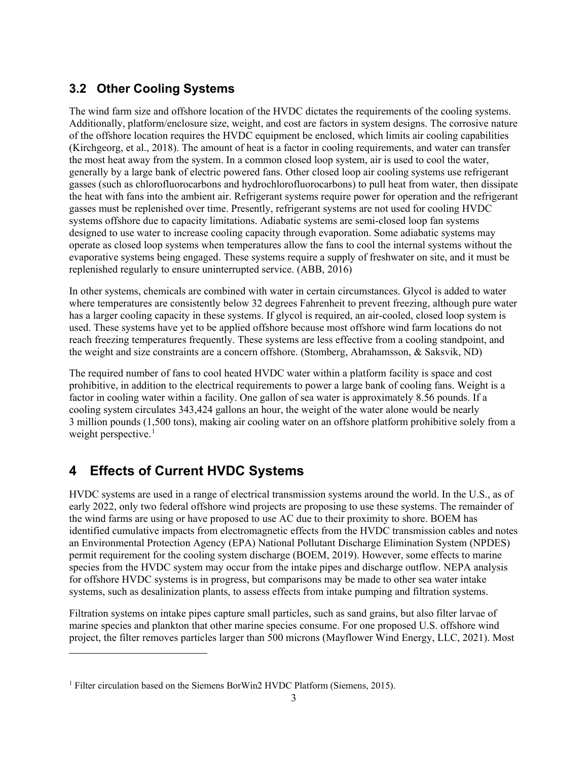## 3.2 Other Cooling Systems

The wind farm size and offshore location of the HVDC dictates the requirements of the cooling systems. Additionally, platform/enclosure size, weight, and cost are factors in system designs. The corrosive nature of the offshore location requires the HVDC equipment be enclosed, which limits air cooling capabilities (Kirchgeorg, et al., 2018). The amount of heat is a factor in cooling requirements, and water can transfer the most heat away from the system. In a common closed loop system, air is used to cool the water, generally by a large bank of electric powered fans. Other closed loop air cooling systems use refrigerant gasses (such as chlorofluorocarbons and hydrochlorofluorocarbons) to pull heat from water, then dissipate the heat with fans into the ambient air. Refrigerant systems require power for operation and the refrigerant gasses must be replenished over time. Presently, refrigerant systems are not used for cooling HVDC systems offshore due to capacity limitations. Adiabatic systems are semi-closed loop fan systems designed to use water to increase cooling capacity through evaporation. Some adiabatic systems may operate as closed loop systems when temperatures allow the fans to cool the internal systems without the evaporative systems being engaged. These systems require a supply of freshwater on site, and it must be replenished regularly to ensure uninterrupted service. (ABB, 2016)

In other systems, chemicals are combined with water in certain circumstances. Glycol is added to water where temperatures are consistently below 32 degrees Fahrenheit to prevent freezing, although pure water has a larger cooling capacity in these systems. If glycol is required, an air-cooled, closed loop system is used. These systems have yet to be applied offshore because most offshore wind farm locations do not reach freezing temperatures frequently. These systems are less effective from a cooling standpoint, and the weight and size constraints are a concern offshore. (Stomberg, Abrahamsson, & Saksvik, ND)

The required number of fans to cool heated HVDC water within a platform facility is space and cost prohibitive, in addition to the electrical requirements to power a large bank of cooling fans. Weight is a factor in cooling water within a facility. One gallon of sea water is approximately 8.56 pounds. If a cooling system circulates 343,424 gallons an hour, the weight of the water alone would be nearly 3 million pounds (1,500 tons), making air cooling water on an offshore platform prohibitive solely from a weight perspective.[1]

# 4 Effects of Current HVDC Systems

HVDC systems are used in a range of electrical transmission systems around the world. In the U.S., as of early 2022, only two federal offshore wind projects are proposing to use these systems. The remainder of the wind farms are using or have proposed to use AC due to their proximity to shore. BOEM has identified cumulative impacts from electromagnetic effects from the HVDC transmission cables and notes an Environmental Protection Agency (EPA) National Pollutant Discharge Elimination System (NPDES) permit requirement for the cooling system discharge (BOEM, 2019). However, some effects to marine species from the HVDC system may occur from the intake pipes and discharge outflow. NEPA analysis for offshore HVDC systems is in progress, but comparisons may be made to other sea water intake systems, such as desalinization plants, to assess effects from intake pumping and filtration systems.

Filtration systems on intake pipes capture small particles, such as sand grains, but also filter larvae of marine species and plankton that other marine species consume. For one proposed U.S. offshore wind project, the filter removes particles larger than 500 microns (Mayflower Wind Energy, LLC, 2021). Most

---

[1] Filter circulation based on the Siemens BorWin2 HVDC Platform (Siemens, 2015).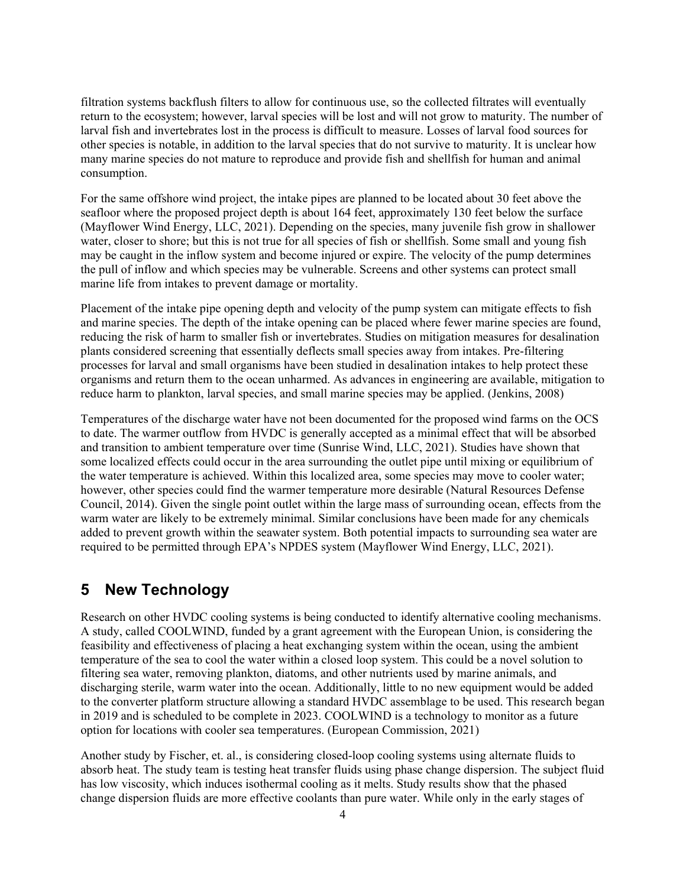filtration systems backflush filters to allow for continuous use, so the collected filtrates will eventually return to the ecosystem; however, larval species will be lost and will not grow to maturity. The number of larval fish and invertebrates lost in the process is difficult to measure. Losses of larval food sources for other species is notable, in addition to the larval species that do not survive to maturity. It is unclear how many marine species do not mature to reproduce and provide fish and shellfish for human and animal consumption.

For the same offshore wind project, the intake pipes are planned to be located about 30 feet above the seafloor where the proposed project depth is about 164 feet, approximately 130 feet below the surface (Mayflower Wind Energy, LLC, 2021). Depending on the species, many juvenile fish grow in shallower water, closer to shore; but this is not true for all species of fish or shellfish. Some small and young fish may be caught in the inflow system and become injured or expire. The velocity of the pump determines the pull of inflow and which species may be vulnerable. Screens and other systems can protect small marine life from intakes to prevent damage or mortality.

Placement of the intake pipe opening depth and velocity of the pump system can mitigate effects to fish and marine species. The depth of the intake opening can be placed where fewer marine species are found, reducing the risk of harm to smaller fish or invertebrates. Studies on mitigation measures for desalination plants considered screening that essentially deflects small species away from intakes. Pre-filtering processes for larval and small organisms have been studied in desalination intakes to help protect these organisms and return them to the ocean unharmed. As advances in engineering are available, mitigation to reduce harm to plankton, larval species, and small marine species may be applied. (Jenkins, 2008)

Temperatures of the discharge water have not been documented for the proposed wind farms on the OCS to date. The warmer outflow from HVDC is generally accepted as a minimal effect that will be absorbed and transition to ambient temperature over time (Sunrise Wind, LLC, 2021). Studies have shown that some localized effects could occur in the area surrounding the outlet pipe until mixing or equilibrium of the water temperature is achieved. Within this localized area, some species may move to cooler water; however, other species could find the warmer temperature more desirable (Natural Resources Defense Council, 2014). Given the single point outlet within the large mass of surrounding ocean, effects from the warm water are likely to be extremely minimal. Similar conclusions have been made for any chemicals added to prevent growth within the seawater system. Both potential impacts to surrounding sea water are required to be permitted through EPA's NPDES system (Mayflower Wind Energy, LLC, 2021).

# 5 New Technology

Research on other HVDC cooling systems is being conducted to identify alternative cooling mechanisms. A study, called COOLWIND, funded by a grant agreement with the European Union, is considering the feasibility and effectiveness of placing a heat exchanging system within the ocean, using the ambient temperature of the sea to cool the water within a closed loop system. This could be a novel solution to filtering sea water, removing plankton, diatoms, and other nutrients used by marine animals, and discharging sterile, warm water into the ocean. Additionally, little to no new equipment would be added to the converter platform structure allowing a standard HVDC assemblage to be used. This research began in 2019 and is scheduled to be complete in 2023. COOLWIND is a technology to monitor as a future option for locations with cooler sea temperatures. (European Commission, 2021)

Another study by Fischer, et. al., is considering closed-loop cooling systems using alternate fluids to absorb heat. The study team is testing heat transfer fluids using phase change dispersion. The subject fluid has low viscosity, which induces isothermal cooling as it melts. Study results show that the phased change dispersion fluids are more effective coolants than pure water. While only in the early stages of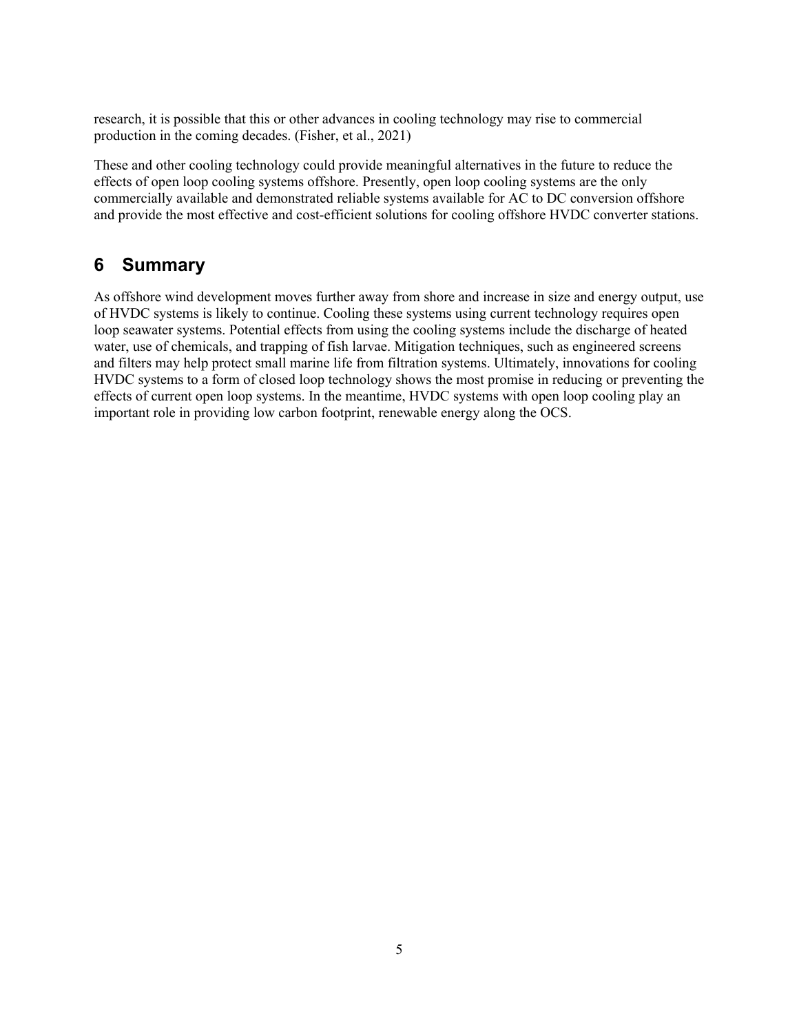research, it is possible that this or other advances in cooling technology may rise to commercial production in the coming decades. (Fisher, et al., 2021)

These and other cooling technology could provide meaningful alternatives in the future to reduce the effects of open loop cooling systems offshore. Presently, open loop cooling systems are the only commercially available and demonstrated reliable systems available for AC to DC conversion offshore and provide the most effective and cost-efficient solutions for cooling offshore HVDC converter stations.

## 6 Summary

As offshore wind development moves further away from shore and increase in size and energy output, use of HVDC systems is likely to continue. Cooling these systems using current technology requires open loop seawater systems. Potential effects from using the cooling systems include the discharge of heated water, use of chemicals, and trapping of fish larvae. Mitigation techniques, such as engineered screens and filters may help protect small marine life from filtration systems. Ultimately, innovations for cooling HVDC systems to a form of closed loop technology shows the most promise in reducing or preventing the effects of current open loop systems. In the meantime, HVDC systems with open loop cooling play an important role in providing low carbon footprint, renewable energy along the OCS.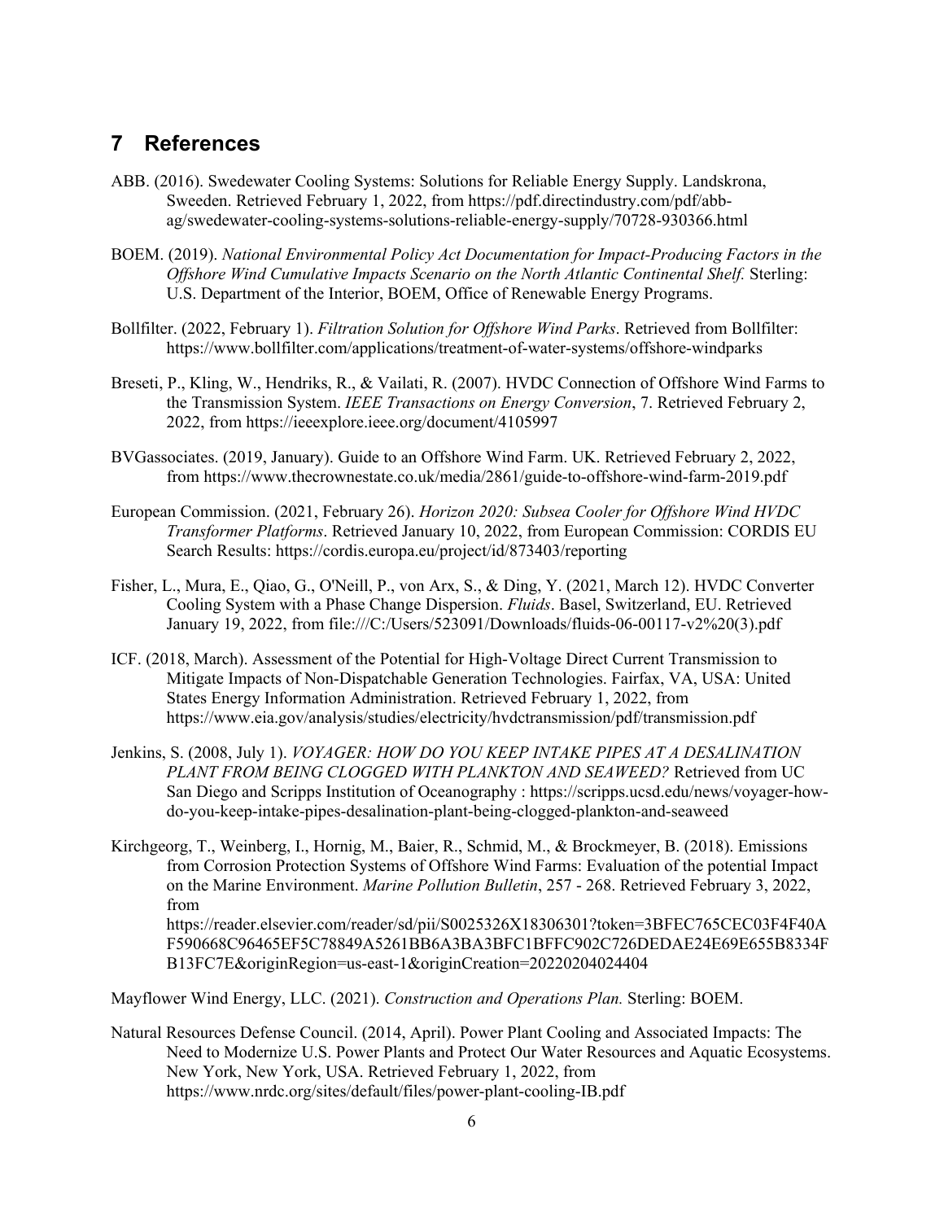# 7 References

ABB. (2016). Swedewater Cooling Systems: Solutions for Reliable Energy Supply. Landskrona, Sweeden. Retrieved February 1, 2022, from https://pdf.directindustry.com/pdf/abb-ag/swedewater-cooling-systems-solutions-reliable-energy-supply/70728-930366.html

BOEM. (2019). *National Environmental Policy Act Documentation for Impact-Producing Factors in the Offshore Wind Cumulative Impacts Scenario on the North Atlantic Continental Shelf.* Sterling: U.S. Department of the Interior, BOEM, Office of Renewable Energy Programs.

Bollfilter. (2022, February 1). *Filtration Solution for Offshore Wind Parks*. Retrieved from Bollfilter: https://www.bollfilter.com/applications/treatment-of-water-systems/offshore-windparks

Breseti, P., Kling, W., Hendriks, R., & Vailati, R. (2007). HVDC Connection of Offshore Wind Farms to the Transmission System. *IEEE Transactions on Energy Conversion*, 7. Retrieved February 2, 2022, from https://ieeexplore.ieee.org/document/4105997

BVGassociates. (2019, January). Guide to an Offshore Wind Farm. UK. Retrieved February 2, 2022, from https://www.thecrownestate.co.uk/media/2861/guide-to-offshore-wind-farm-2019.pdf

European Commission. (2021, February 26). *Horizon 2020: Subsea Cooler for Offshore Wind HVDC Transformer Platforms*. Retrieved January 10, 2022, from European Commission: CORDIS EU Search Results: https://cordis.europa.eu/project/id/873403/reporting

Fisher, L., Mura, E., Qiao, G., O'Neill, P., von Arx, S., & Ding, Y. (2021, March 12). HVDC Converter Cooling System with a Phase Change Dispersion. *Fluids*. Basel, Switzerland, EU. Retrieved January 19, 2022, from file:///C:/Users/523091/Downloads/fluids-06-00117-v2%20(3).pdf

ICF. (2018, March). Assessment of the Potential for High-Voltage Direct Current Transmission to Mitigate Impacts of Non-Dispatchable Generation Technologies. Fairfax, VA, USA: United States Energy Information Administration. Retrieved February 1, 2022, from https://www.eia.gov/analysis/studies/electricity/hvdctransmission/pdf/transmission.pdf

Jenkins, S. (2008, July 1). *VOYAGER: HOW DO YOU KEEP INTAKE PIPES AT A DESALINATION PLANT FROM BEING CLOGGED WITH PLANKTON AND SEAWEED?* Retrieved from UC San Diego and Scripps Institution of Oceanography : https://scripps.ucsd.edu/news/voyager-how-do-you-keep-intake-pipes-desalination-plant-being-clogged-plankton-and-seaweed

Kirchgeorg, T., Weinberg, I., Hornig, M., Baier, R., Schmid, M., & Brockmeyer, B. (2018). Emissions from Corrosion Protection Systems of Offshore Wind Farms: Evaluation of the potential Impact on the Marine Environment. *Marine Pollution Bulletin*, 257 - 268. Retrieved February 3, 2022, from https://reader.elsevier.com/reader/sd/pii/S0025326X18306301?token=3BFEC765CEC03F4F40AF590668C96465EF5C78849A5261BB6A3BA3BFC1BFFC902C726DEDAE24E69E655B8334FB13FC7E&originRegion=us-east-1&originCreation=20220204024404

Mayflower Wind Energy, LLC. (2021). *Construction and Operations Plan.* Sterling: BOEM.

Natural Resources Defense Council. (2014, April). Power Plant Cooling and Associated Impacts: The Need to Modernize U.S. Power Plants and Protect Our Water Resources and Aquatic Ecosystems. New York, New York, USA. Retrieved February 1, 2022, from https://www.nrdc.org/sites/default/files/power-plant-cooling-IB.pdf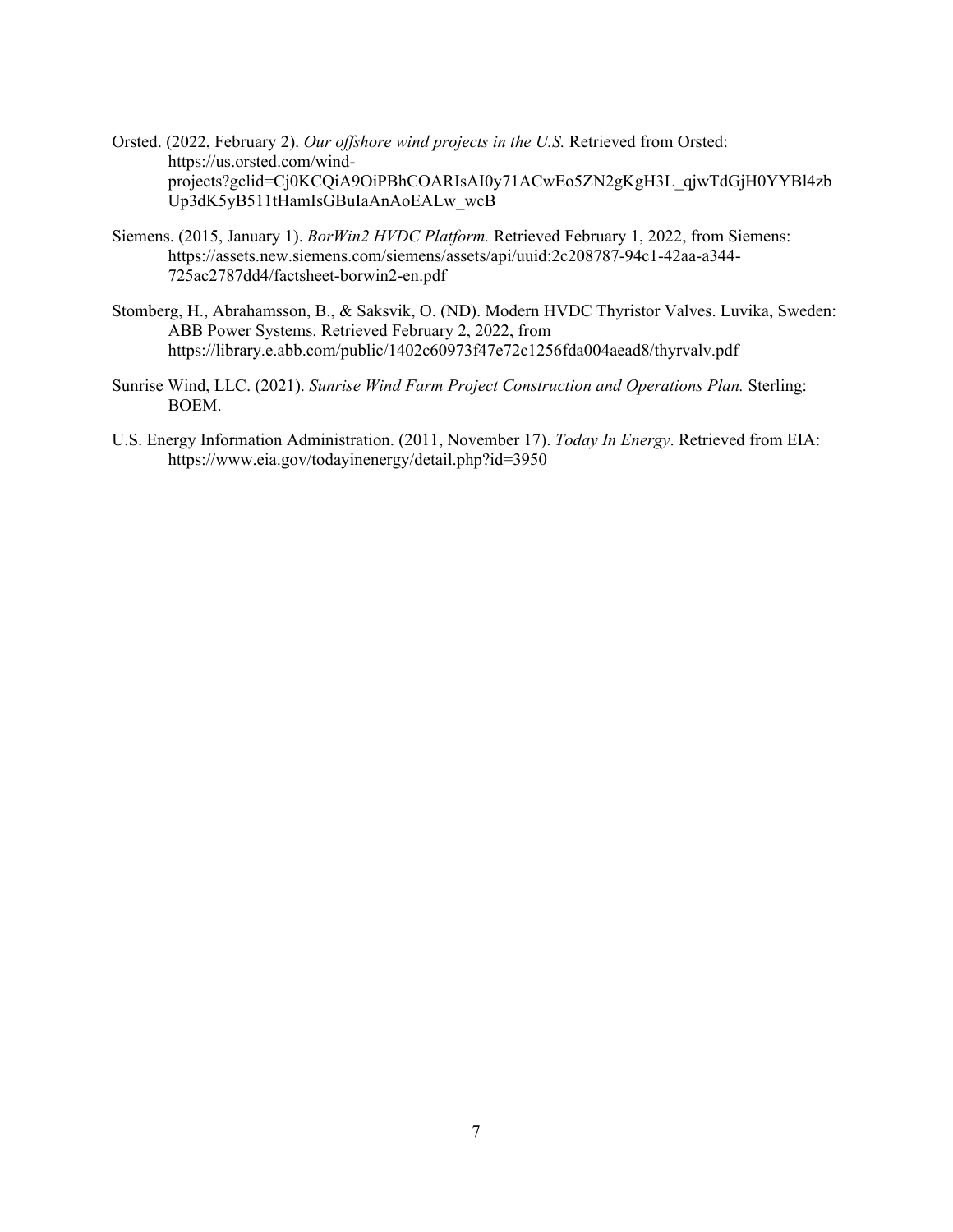Orsted. (2022, February 2). *Our offshore wind projects in the U.S.* Retrieved from Orsted: https://us.orsted.com/wind-projects?gclid=Cj0KCQiA9OiPBhCOARIsAI0y71ACwEo5ZN2gKgH3L_qjwTdGjH0YYBl4zbUp3dK5yB511tHamIsGBuIaAnAoEALw_wcB

Siemens. (2015, January 1). *BorWin2 HVDC Platform.* Retrieved February 1, 2022, from Siemens: https://assets.new.siemens.com/siemens/assets/api/uuid:2c208787-94c1-42aa-a344-725ac2787dd4/factsheet-borwin2-en.pdf

Stomberg, H., Abrahamsson, B., & Saksvik, O. (ND). Modern HVDC Thyristor Valves. Luvika, Sweden: ABB Power Systems. Retrieved February 2, 2022, from https://library.e.abb.com/public/1402c60973f47e72c1256fda004aead8/thyrvalv.pdf

Sunrise Wind, LLC. (2021). *Sunrise Wind Farm Project Construction and Operations Plan.* Sterling: BOEM.

U.S. Energy Information Administration. (2011, November 17). *Today In Energy*. Retrieved from EIA: https://www.eia.gov/todayinenergy/detail.php?id=3950